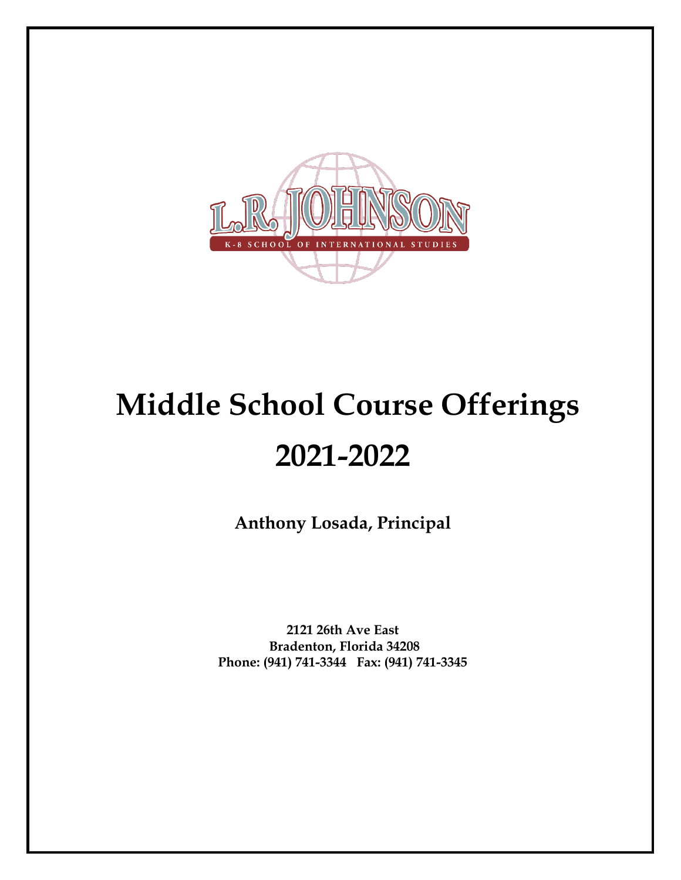L.R. JOHNSON

K-8 SCHOOL OF INTERNATIONAL STUDIES

# Middle School Course Offerings

# 2021-2022

**Anthony Losada, Principal**

**2121 26th Ave East**
**Bradenton, Florida 34208**
**Phone: (941) 741-3344 Fax: (941) 741-3345**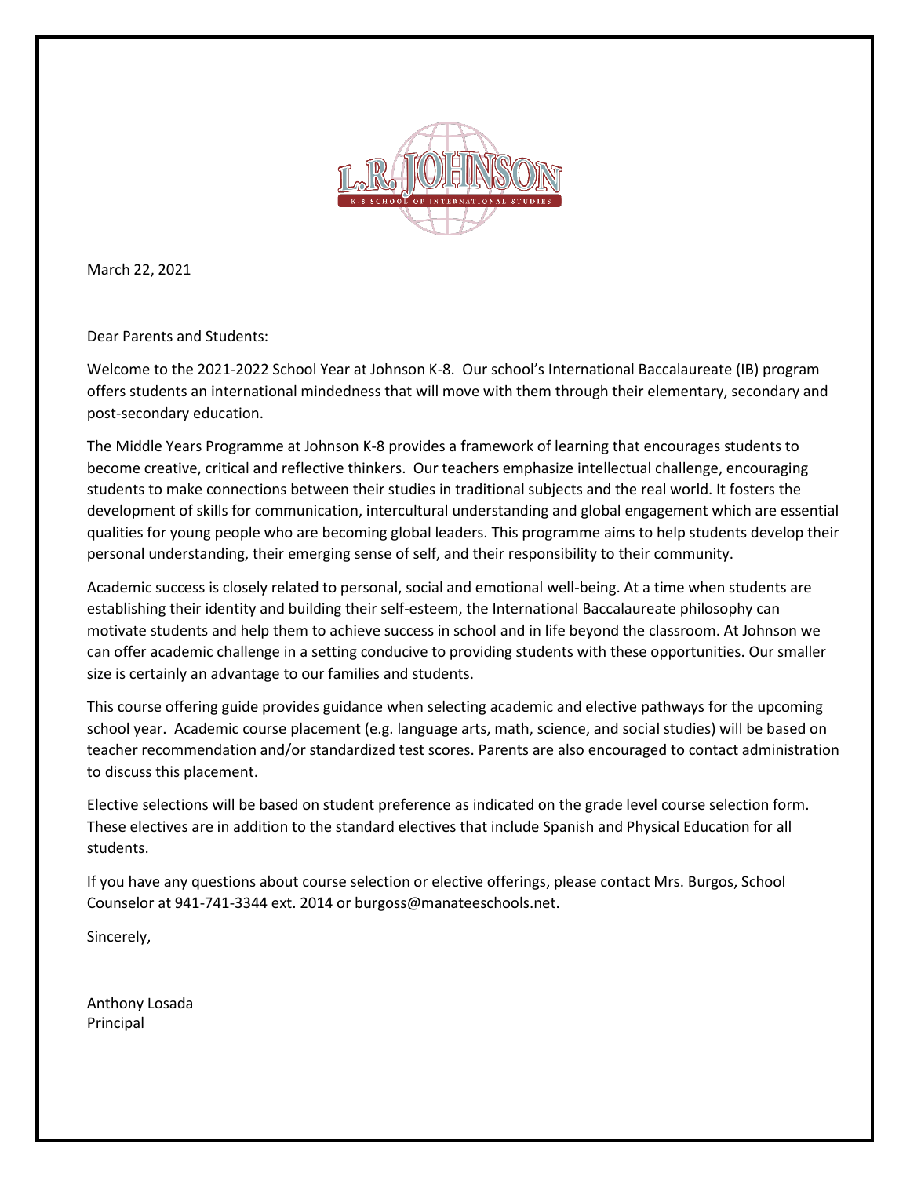March 22, 2021

Dear Parents and Students:

Welcome to the 2021-2022 School Year at Johnson K-8. Our school's International Baccalaureate (IB) program offers students an international mindedness that will move with them through their elementary, secondary and post-secondary education.

The Middle Years Programme at Johnson K-8 provides a framework of learning that encourages students to become creative, critical and reflective thinkers. Our teachers emphasize intellectual challenge, encouraging students to make connections between their studies in traditional subjects and the real world. It fosters the development of skills for communication, intercultural understanding and global engagement which are essential qualities for young people who are becoming global leaders. This programme aims to help students develop their personal understanding, their emerging sense of self, and their responsibility to their community.

Academic success is closely related to personal, social and emotional well-being. At a time when students are establishing their identity and building their self-esteem, the International Baccalaureate philosophy can motivate students and help them to achieve success in school and in life beyond the classroom. At Johnson we can offer academic challenge in a setting conducive to providing students with these opportunities. Our smaller size is certainly an advantage to our families and students.

This course offering guide provides guidance when selecting academic and elective pathways for the upcoming school year. Academic course placement (e.g. language arts, math, science, and social studies) will be based on teacher recommendation and/or standardized test scores. Parents are also encouraged to contact administration to discuss this placement.

Elective selections will be based on student preference as indicated on the grade level course selection form. These electives are in addition to the standard electives that include Spanish and Physical Education for all students.

If you have any questions about course selection or elective offerings, please contact Mrs. Burgos, School Counselor at 941-741-3344 ext. 2014 or burgoss@manateeschools.net.

Sincerely,

Anthony Losada
Principal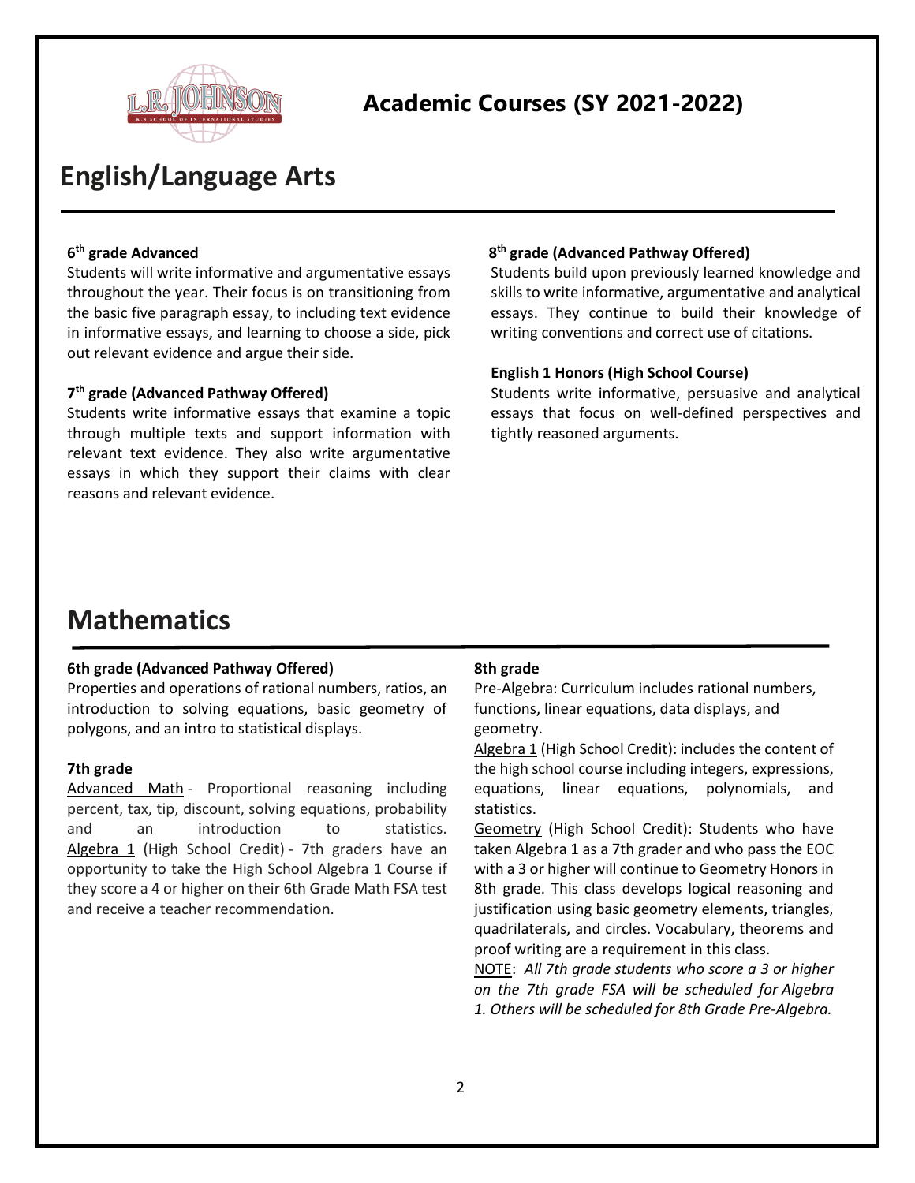# Academic Courses (SY 2021-2022)

## English/Language Arts

**6th grade Advanced**
Students will write informative and argumentative essays throughout the year. Their focus is on transitioning from the basic five paragraph essay, to including text evidence in informative essays, and learning to choose a side, pick out relevant evidence and argue their side.

**7th grade (Advanced Pathway Offered)**
Students write informative essays that examine a topic through multiple texts and support information with relevant text evidence. They also write argumentative essays in which they support their claims with clear reasons and relevant evidence.

**8th grade (Advanced Pathway Offered)**
Students build upon previously learned knowledge and skills to write informative, argumentative and analytical essays. They continue to build their knowledge of writing conventions and correct use of citations.

**English 1 Honors (High School Course)**
Students write informative, persuasive and analytical essays that focus on well-defined perspectives and tightly reasoned arguments.

## Mathematics

**6th grade (Advanced Pathway Offered)**
Properties and operations of rational numbers, ratios, an introduction to solving equations, basic geometry of polygons, and an intro to statistical displays.

**7th grade**
Advanced Math - Proportional reasoning including percent, tax, tip, discount, solving equations, probability and an introduction to statistics.
Algebra 1 (High School Credit) - 7th graders have an opportunity to take the High School Algebra 1 Course if they score a 4 or higher on their 6th Grade Math FSA test and receive a teacher recommendation.

**8th grade**
Pre-Algebra: Curriculum includes rational numbers, functions, linear equations, data displays, and geometry.
Algebra 1 (High School Credit): includes the content of the high school course including integers, expressions, equations, linear equations, polynomials, and statistics.
Geometry (High School Credit): Students who have taken Algebra 1 as a 7th grader and who pass the EOC with a 3 or higher will continue to Geometry Honors in 8th grade. This class develops logical reasoning and justification using basic geometry elements, triangles, quadrilaterals, and circles. Vocabulary, theorems and proof writing are a requirement in this class.
NOTE: *All 7th grade students who score a 3 or higher on the 7th grade FSA will be scheduled for Algebra 1. Others will be scheduled for 8th Grade Pre-Algebra.*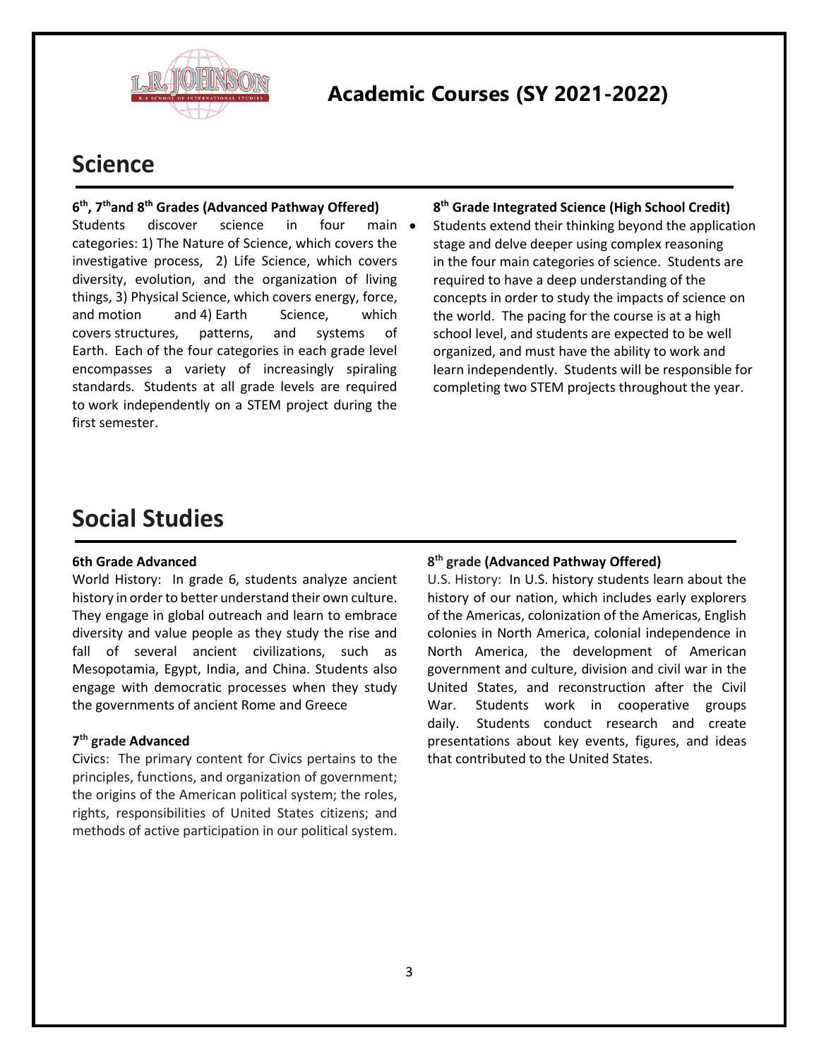## Academic Courses (SY 2021-2022)

# Science

### 6th, 7th and 8th Grades (Advanced Pathway Offered)

Students discover science in four main categories: 1) The Nature of Science, which covers the investigative process, 2) Life Science, which covers diversity, evolution, and the organization of living things, 3) Physical Science, which covers energy, force, and motion and 4) Earth Science, which covers structures, patterns, and systems of Earth. Each of the four categories in each grade level encompasses a variety of increasingly spiraling standards. Students at all grade levels are required to work independently on a STEM project during the first semester.

### 8th Grade Integrated Science (High School Credit)

- Students extend their thinking beyond the application stage and delve deeper using complex reasoning in the four main categories of science. Students are required to have a deep understanding of the concepts in order to study the impacts of science on the world. The pacing for the course is at a high school level, and students are expected to be well organized, and must have the ability to work and learn independently. Students will be responsible for completing two STEM projects throughout the year.

# Social Studies

### 6th Grade Advanced

World History: In grade 6, students analyze ancient history in order to better understand their own culture. They engage in global outreach and learn to embrace diversity and value people as they study the rise and fall of several ancient civilizations, such as Mesopotamia, Egypt, India, and China. Students also engage with democratic processes when they study the governments of ancient Rome and Greece

### 7th grade Advanced

Civics: The primary content for Civics pertains to the principles, functions, and organization of government; the origins of the American political system; the roles, rights, responsibilities of United States citizens; and methods of active participation in our political system.

### 8th grade (Advanced Pathway Offered)

U.S. History: In U.S. history students learn about the history of our nation, which includes early explorers of the Americas, colonization of the Americas, English colonies in North America, colonial independence in North America, the development of American government and culture, division and civil war in the United States, and reconstruction after the Civil War. Students work in cooperative groups daily. Students conduct research and create presentations about key events, figures, and ideas that contributed to the United States.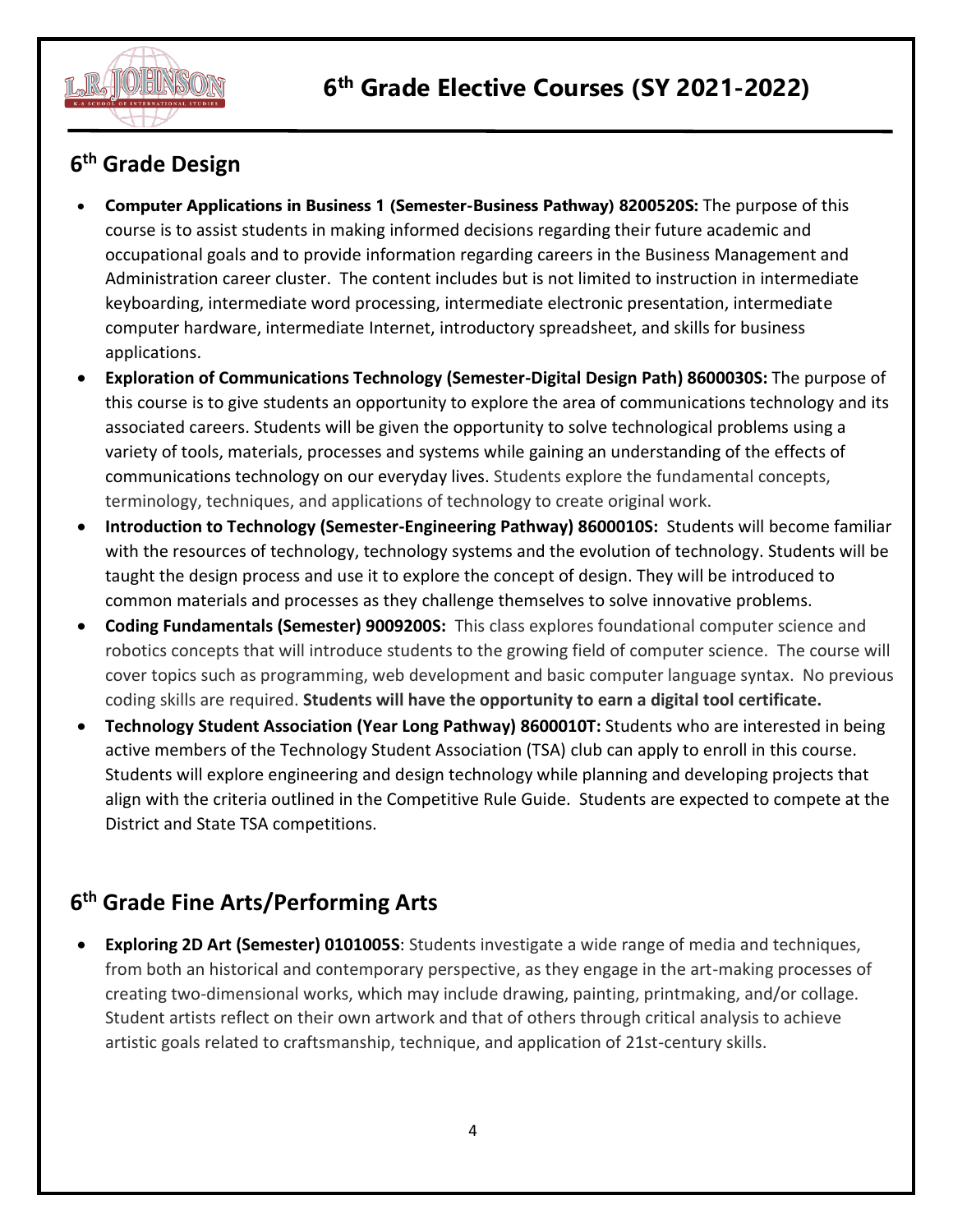# 6th Grade Elective Courses (SY 2021-2022)

## 6th Grade Design

- **Computer Applications in Business 1 (Semester-Business Pathway) 8200520S:** The purpose of this course is to assist students in making informed decisions regarding their future academic and occupational goals and to provide information regarding careers in the Business Management and Administration career cluster. The content includes but is not limited to instruction in intermediate keyboarding, intermediate word processing, intermediate electronic presentation, intermediate computer hardware, intermediate Internet, introductory spreadsheet, and skills for business applications.
- **Exploration of Communications Technology (Semester-Digital Design Path) 8600030S:** The purpose of this course is to give students an opportunity to explore the area of communications technology and its associated careers. Students will be given the opportunity to solve technological problems using a variety of tools, materials, processes and systems while gaining an understanding of the effects of communications technology on our everyday lives. Students explore the fundamental concepts, terminology, techniques, and applications of technology to create original work.
- **Introduction to Technology (Semester-Engineering Pathway) 8600010S:** Students will become familiar with the resources of technology, technology systems and the evolution of technology. Students will be taught the design process and use it to explore the concept of design. They will be introduced to common materials and processes as they challenge themselves to solve innovative problems.
- **Coding Fundamentals (Semester) 9009200S:** This class explores foundational computer science and robotics concepts that will introduce students to the growing field of computer science. The course will cover topics such as programming, web development and basic computer language syntax. No previous coding skills are required. **Students will have the opportunity to earn a digital tool certificate.**
- **Technology Student Association (Year Long Pathway) 8600010T:** Students who are interested in being active members of the Technology Student Association (TSA) club can apply to enroll in this course. Students will explore engineering and design technology while planning and developing projects that align with the criteria outlined in the Competitive Rule Guide. Students are expected to compete at the District and State TSA competitions.

## 6th Grade Fine Arts/Performing Arts

- **Exploring 2D Art (Semester) 0101005S**: Students investigate a wide range of media and techniques, from both an historical and contemporary perspective, as they engage in the art-making processes of creating two-dimensional works, which may include drawing, painting, printmaking, and/or collage. Student artists reflect on their own artwork and that of others through critical analysis to achieve artistic goals related to craftsmanship, technique, and application of 21st-century skills.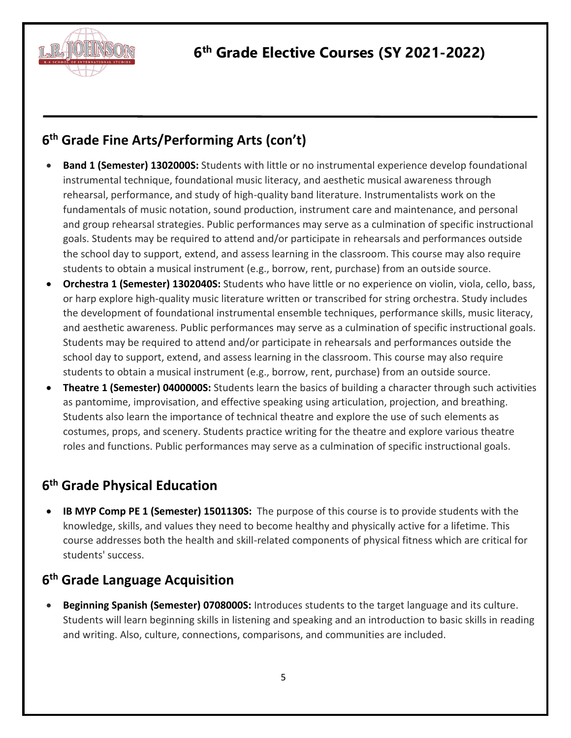# 6th Grade Elective Courses (SY 2021-2022)

## 6th Grade Fine Arts/Performing Arts (con't)

- **Band 1 (Semester) 1302000S:** Students with little or no instrumental experience develop foundational instrumental technique, foundational music literacy, and aesthetic musical awareness through rehearsal, performance, and study of high-quality band literature. Instrumentalists work on the fundamentals of music notation, sound production, instrument care and maintenance, and personal and group rehearsal strategies. Public performances may serve as a culmination of specific instructional goals. Students may be required to attend and/or participate in rehearsals and performances outside the school day to support, extend, and assess learning in the classroom. This course may also require students to obtain a musical instrument (e.g., borrow, rent, purchase) from an outside source.
- **Orchestra 1 (Semester) 1302040S:** Students who have little or no experience on violin, viola, cello, bass, or harp explore high-quality music literature written or transcribed for string orchestra. Study includes the development of foundational instrumental ensemble techniques, performance skills, music literacy, and aesthetic awareness. Public performances may serve as a culmination of specific instructional goals. Students may be required to attend and/or participate in rehearsals and performances outside the school day to support, extend, and assess learning in the classroom. This course may also require students to obtain a musical instrument (e.g., borrow, rent, purchase) from an outside source.
- **Theatre 1 (Semester) 0400000S:** Students learn the basics of building a character through such activities as pantomime, improvisation, and effective speaking using articulation, projection, and breathing. Students also learn the importance of technical theatre and explore the use of such elements as costumes, props, and scenery. Students practice writing for the theatre and explore various theatre roles and functions. Public performances may serve as a culmination of specific instructional goals.

## 6th Grade Physical Education

- **IB MYP Comp PE 1 (Semester) 1501130S:** The purpose of this course is to provide students with the knowledge, skills, and values they need to become healthy and physically active for a lifetime. This course addresses both the health and skill-related components of physical fitness which are critical for students' success.

## 6th Grade Language Acquisition

- **Beginning Spanish (Semester) 0708000S:** Introduces students to the target language and its culture. Students will learn beginning skills in listening and speaking and an introduction to basic skills in reading and writing. Also, culture, connections, comparisons, and communities are included.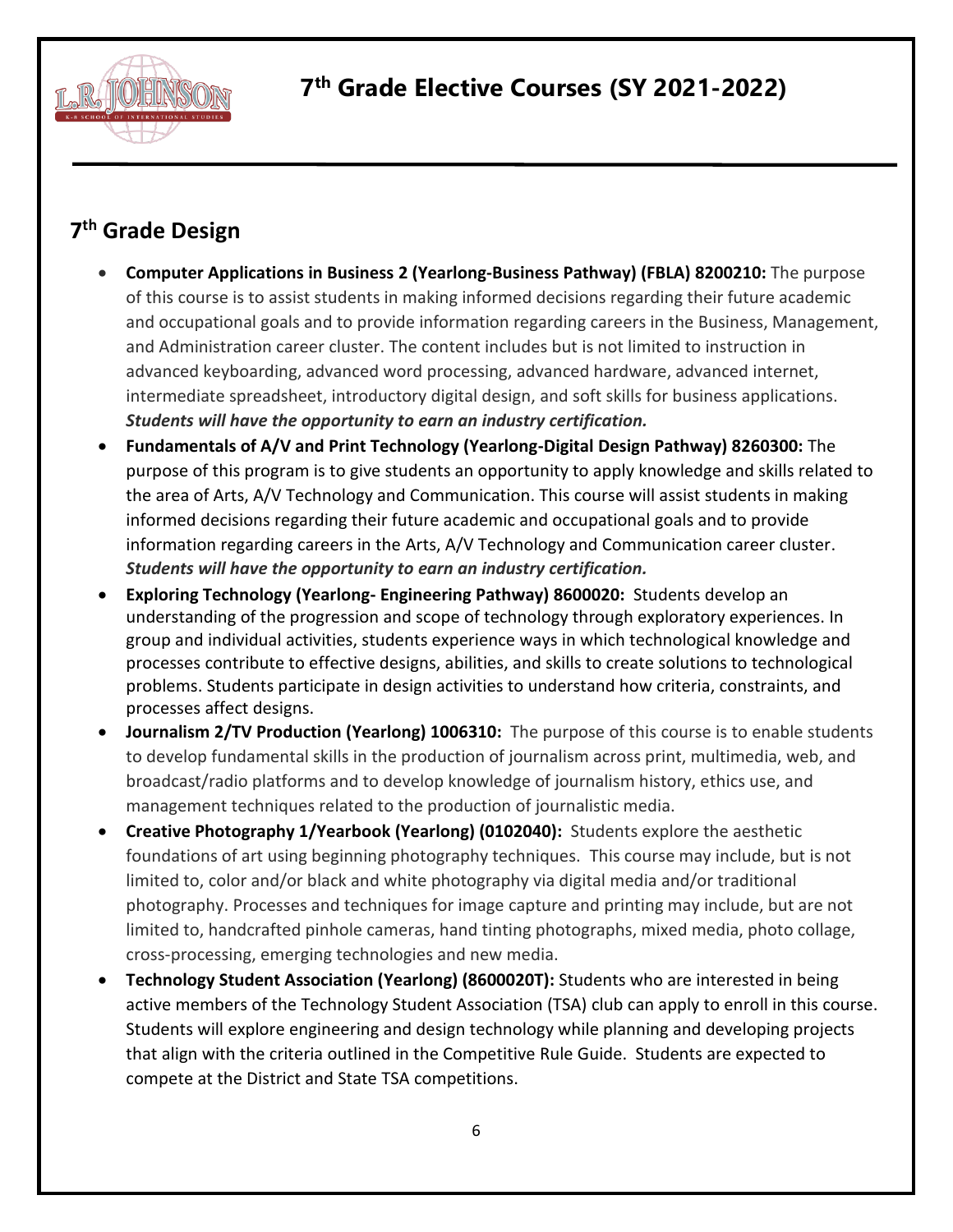# 7th Grade Elective Courses (SY 2021-2022)

## 7th Grade Design

- **Computer Applications in Business 2 (Yearlong-Business Pathway) (FBLA) 8200210:** The purpose of this course is to assist students in making informed decisions regarding their future academic and occupational goals and to provide information regarding careers in the Business, Management, and Administration career cluster. The content includes but is not limited to instruction in advanced keyboarding, advanced word processing, advanced hardware, advanced internet, intermediate spreadsheet, introductory digital design, and soft skills for business applications. ***Students will have the opportunity to earn an industry certification.***
- **Fundamentals of A/V and Print Technology (Yearlong-Digital Design Pathway) 8260300:** The purpose of this program is to give students an opportunity to apply knowledge and skills related to the area of Arts, A/V Technology and Communication. This course will assist students in making informed decisions regarding their future academic and occupational goals and to provide information regarding careers in the Arts, A/V Technology and Communication career cluster. ***Students will have the opportunity to earn an industry certification.***
- **Exploring Technology (Yearlong- Engineering Pathway) 8600020:** Students develop an understanding of the progression and scope of technology through exploratory experiences. In group and individual activities, students experience ways in which technological knowledge and processes contribute to effective designs, abilities, and skills to create solutions to technological problems. Students participate in design activities to understand how criteria, constraints, and processes affect designs.
- **Journalism 2/TV Production (Yearlong) 1006310:** The purpose of this course is to enable students to develop fundamental skills in the production of journalism across print, multimedia, web, and broadcast/radio platforms and to develop knowledge of journalism history, ethics use, and management techniques related to the production of journalistic media.
- **Creative Photography 1/Yearbook (Yearlong) (0102040):** Students explore the aesthetic foundations of art using beginning photography techniques. This course may include, but is not limited to, color and/or black and white photography via digital media and/or traditional photography. Processes and techniques for image capture and printing may include, but are not limited to, handcrafted pinhole cameras, hand tinting photographs, mixed media, photo collage, cross-processing, emerging technologies and new media.
- **Technology Student Association (Yearlong) (8600020T):** Students who are interested in being active members of the Technology Student Association (TSA) club can apply to enroll in this course. Students will explore engineering and design technology while planning and developing projects that align with the criteria outlined in the Competitive Rule Guide. Students are expected to compete at the District and State TSA competitions.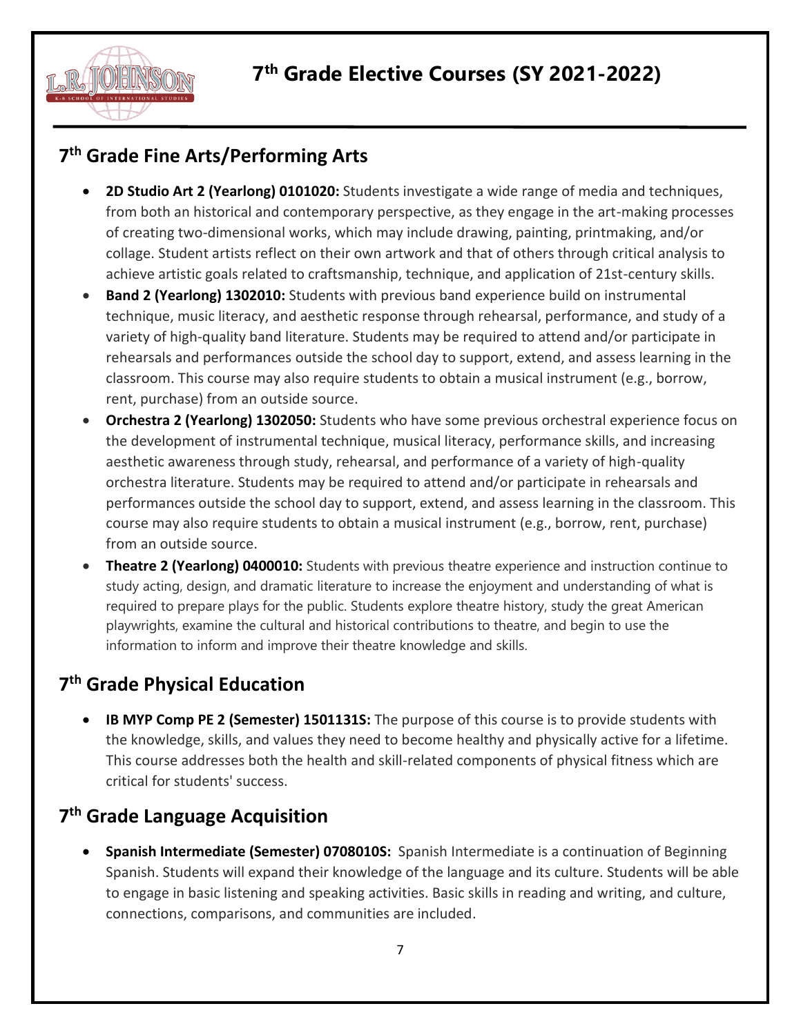# 7th Grade Elective Courses (SY 2021-2022)

## 7th Grade Fine Arts/Performing Arts

- **2D Studio Art 2 (Yearlong) 0101020:** Students investigate a wide range of media and techniques, from both an historical and contemporary perspective, as they engage in the art-making processes of creating two-dimensional works, which may include drawing, painting, printmaking, and/or collage. Student artists reflect on their own artwork and that of others through critical analysis to achieve artistic goals related to craftsmanship, technique, and application of 21st-century skills.
- **Band 2 (Yearlong) 1302010:** Students with previous band experience build on instrumental technique, music literacy, and aesthetic response through rehearsal, performance, and study of a variety of high-quality band literature. Students may be required to attend and/or participate in rehearsals and performances outside the school day to support, extend, and assess learning in the classroom. This course may also require students to obtain a musical instrument (e.g., borrow, rent, purchase) from an outside source.
- **Orchestra 2 (Yearlong) 1302050:** Students who have some previous orchestral experience focus on the development of instrumental technique, musical literacy, performance skills, and increasing aesthetic awareness through study, rehearsal, and performance of a variety of high-quality orchestra literature. Students may be required to attend and/or participate in rehearsals and performances outside the school day to support, extend, and assess learning in the classroom. This course may also require students to obtain a musical instrument (e.g., borrow, rent, purchase) from an outside source.
- **Theatre 2 (Yearlong) 0400010:** Students with previous theatre experience and instruction continue to study acting, design, and dramatic literature to increase the enjoyment and understanding of what is required to prepare plays for the public. Students explore theatre history, study the great American playwrights, examine the cultural and historical contributions to theatre, and begin to use the information to inform and improve their theatre knowledge and skills.

## 7th Grade Physical Education

- **IB MYP Comp PE 2 (Semester) 1501131S:** The purpose of this course is to provide students with the knowledge, skills, and values they need to become healthy and physically active for a lifetime. This course addresses both the health and skill-related components of physical fitness which are critical for students' success.

## 7th Grade Language Acquisition

- **Spanish Intermediate (Semester) 0708010S:** Spanish Intermediate is a continuation of Beginning Spanish. Students will expand their knowledge of the language and its culture. Students will be able to engage in basic listening and speaking activities. Basic skills in reading and writing, and culture, connections, comparisons, and communities are included.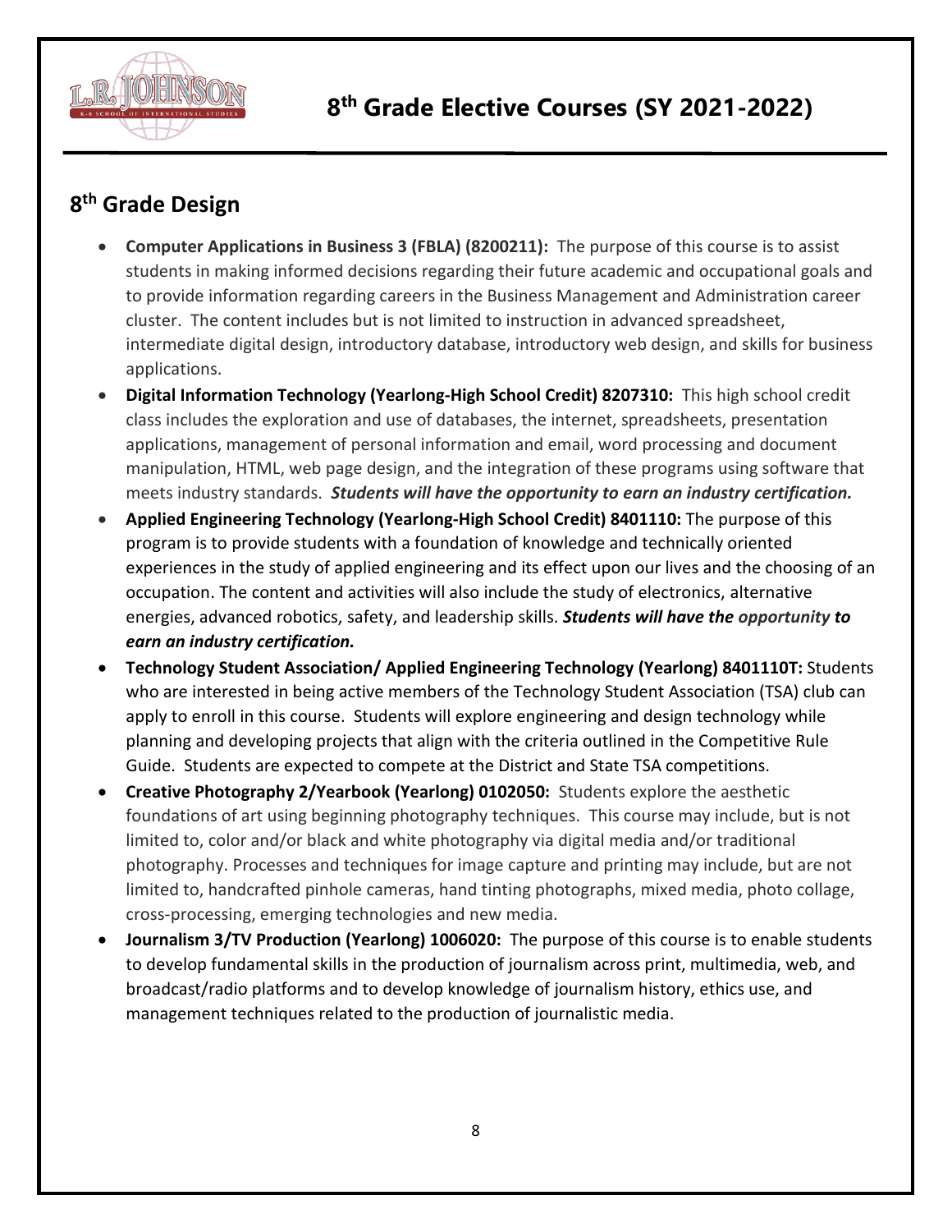# 8th Grade Elective Courses (SY 2021-2022)

## 8th Grade Design

- **Computer Applications in Business 3 (FBLA) (8200211):** The purpose of this course is to assist students in making informed decisions regarding their future academic and occupational goals and to provide information regarding careers in the Business Management and Administration career cluster. The content includes but is not limited to instruction in advanced spreadsheet, intermediate digital design, introductory database, introductory web design, and skills for business applications.
- **Digital Information Technology (Yearlong-High School Credit) 8207310:** This high school credit class includes the exploration and use of databases, the internet, spreadsheets, presentation applications, management of personal information and email, word processing and document manipulation, HTML, web page design, and the integration of these programs using software that meets industry standards. ***Students will have the opportunity to earn an industry certification.***
- **Applied Engineering Technology (Yearlong-High School Credit) 8401110:** The purpose of this program is to provide students with a foundation of knowledge and technically oriented experiences in the study of applied engineering and its effect upon our lives and the choosing of an occupation. The content and activities will also include the study of electronics, alternative energies, advanced robotics, safety, and leadership skills. ***Students will have the opportunity to earn an industry certification.***
- **Technology Student Association/ Applied Engineering Technology (Yearlong) 8401110T:** Students who are interested in being active members of the Technology Student Association (TSA) club can apply to enroll in this course. Students will explore engineering and design technology while planning and developing projects that align with the criteria outlined in the Competitive Rule Guide. Students are expected to compete at the District and State TSA competitions.
- **Creative Photography 2/Yearbook (Yearlong) 0102050:** Students explore the aesthetic foundations of art using beginning photography techniques. This course may include, but is not limited to, color and/or black and white photography via digital media and/or traditional photography. Processes and techniques for image capture and printing may include, but are not limited to, handcrafted pinhole cameras, hand tinting photographs, mixed media, photo collage, cross-processing, emerging technologies and new media.
- **Journalism 3/TV Production (Yearlong) 1006020:** The purpose of this course is to enable students to develop fundamental skills in the production of journalism across print, multimedia, web, and broadcast/radio platforms and to develop knowledge of journalism history, ethics use, and management techniques related to the production of journalistic media.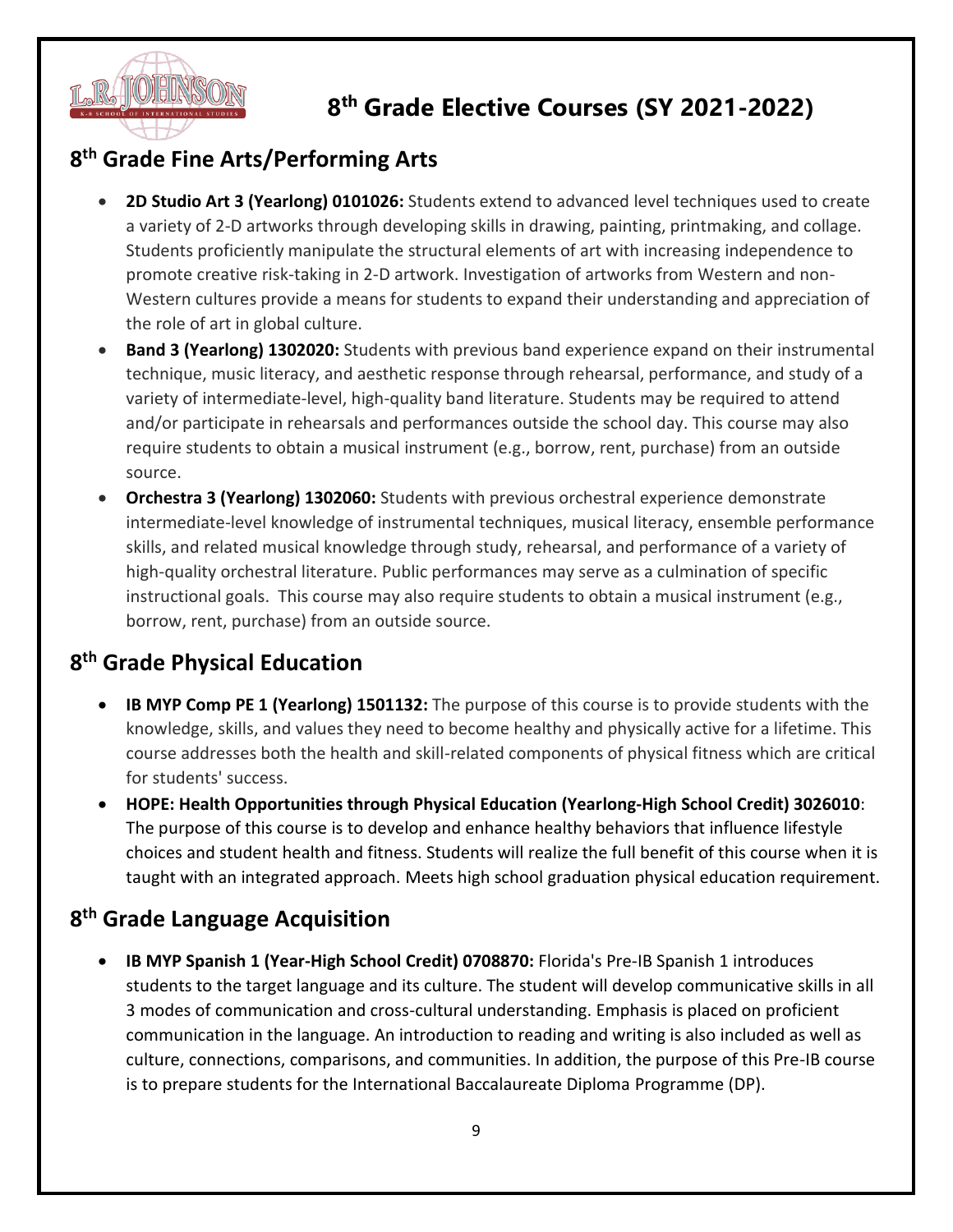# 8th Grade Elective Courses (SY 2021-2022)

## 8th Grade Fine Arts/Performing Arts

- **2D Studio Art 3 (Yearlong) 0101026:** Students extend to advanced level techniques used to create a variety of 2-D artworks through developing skills in drawing, painting, printmaking, and collage. Students proficiently manipulate the structural elements of art with increasing independence to promote creative risk-taking in 2-D artwork. Investigation of artworks from Western and non-Western cultures provide a means for students to expand their understanding and appreciation of the role of art in global culture.
- **Band 3 (Yearlong) 1302020:** Students with previous band experience expand on their instrumental technique, music literacy, and aesthetic response through rehearsal, performance, and study of a variety of intermediate-level, high-quality band literature. Students may be required to attend and/or participate in rehearsals and performances outside the school day. This course may also require students to obtain a musical instrument (e.g., borrow, rent, purchase) from an outside source.
- **Orchestra 3 (Yearlong) 1302060:** Students with previous orchestral experience demonstrate intermediate-level knowledge of instrumental techniques, musical literacy, ensemble performance skills, and related musical knowledge through study, rehearsal, and performance of a variety of high-quality orchestral literature. Public performances may serve as a culmination of specific instructional goals. This course may also require students to obtain a musical instrument (e.g., borrow, rent, purchase) from an outside source.

## 8th Grade Physical Education

- **IB MYP Comp PE 1 (Yearlong) 1501132:** The purpose of this course is to provide students with the knowledge, skills, and values they need to become healthy and physically active for a lifetime. This course addresses both the health and skill-related components of physical fitness which are critical for students' success.
- **HOPE: Health Opportunities through Physical Education (Yearlong-High School Credit) 3026010**: The purpose of this course is to develop and enhance healthy behaviors that influence lifestyle choices and student health and fitness. Students will realize the full benefit of this course when it is taught with an integrated approach. Meets high school graduation physical education requirement.

## 8th Grade Language Acquisition

- **IB MYP Spanish 1 (Year-High School Credit) 0708870:** Florida's Pre-IB Spanish 1 introduces students to the target language and its culture. The student will develop communicative skills in all 3 modes of communication and cross-cultural understanding. Emphasis is placed on proficient communication in the language. An introduction to reading and writing is also included as well as culture, connections, comparisons, and communities. In addition, the purpose of this Pre-IB course is to prepare students for the International Baccalaureate Diploma Programme (DP).